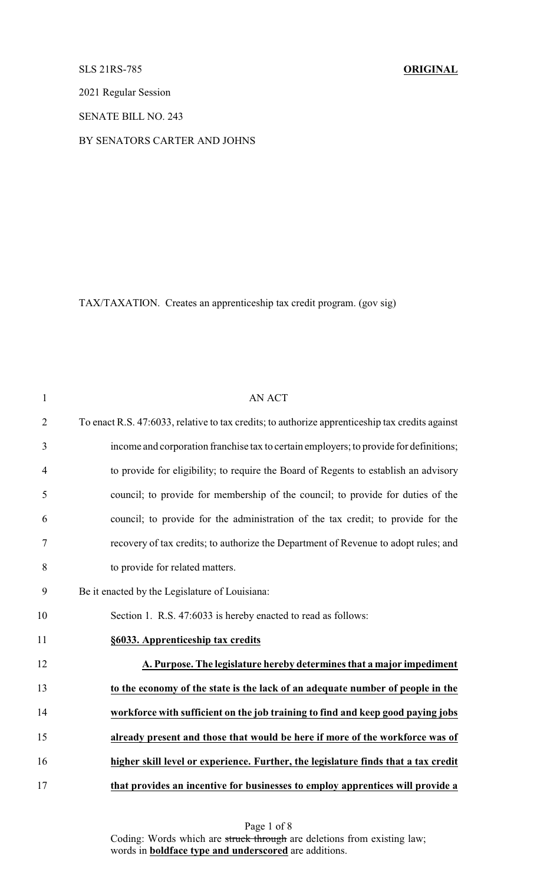SLS 21RS-785 **ORIGINAL**

2021 Regular Session

SENATE BILL NO. 243

BY SENATORS CARTER AND JOHNS

TAX/TAXATION. Creates an apprenticeship tax credit program. (gov sig)

AN ACT

To enact R.S. 47:6033, relative to tax credits; to authorize apprenticeship tax credits against income and corporation franchise tax to certain employers; to provide for definitions; to provide for eligibility; to require the Board of Regents to establish an advisory council; to provide for membership of the council; to provide for duties of the council; to provide for the administration of the tax credit; to provide for the recovery of tax credits; to authorize the Department of Revenue to adopt rules; and to provide for related matters.

Be it enacted by the Legislature of Louisiana:

Section 1. R.S. 47:6033 is hereby enacted to read as follows:

**§6033. Apprenticeship tax credits**

**A. Purpose. The legislature hereby determines that a major impediment to the economy of the state is the lack of an adequate number of people in the workforce with sufficient on the job training to find and keep good paying jobs already present and those that would be here if more of the workforce was of higher skill level or experience. Further, the legislature finds that a tax credit that provides an incentive for businesses to employ apprentices will provide a**

Coding: Words which are ~~struck through~~ are deletions from existing law; words in **boldface type and underscored** are additions.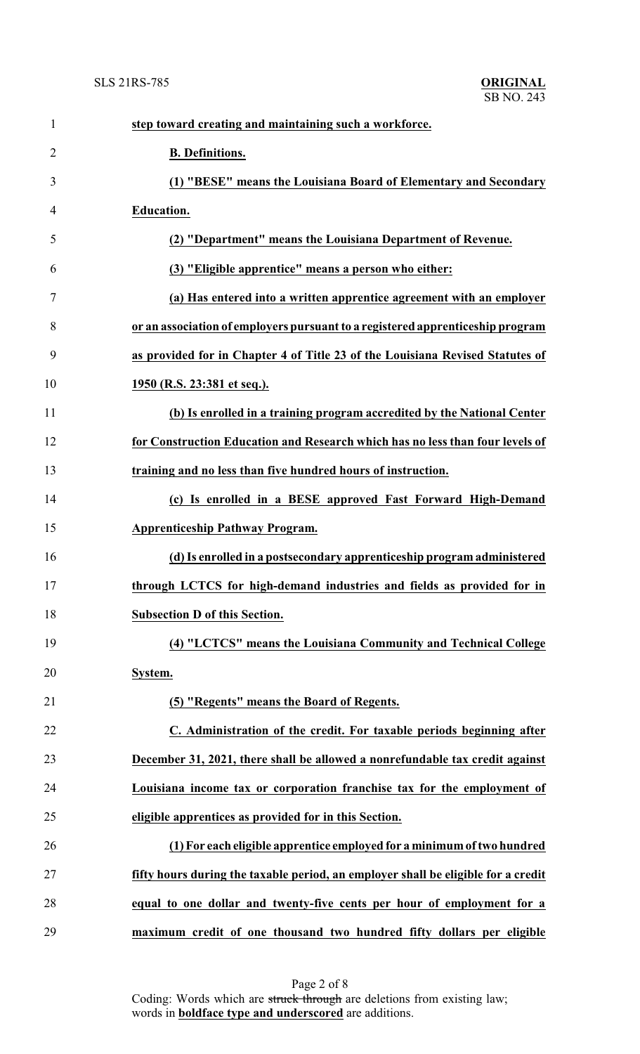**step toward creating and maintaining such a workforce.**

**B. Definitions.**

**(1) "BESE" means the Louisiana Board of Elementary and Secondary Education.**

**(2) "Department" means the Louisiana Department of Revenue.**

**(3) "Eligible apprentice" means a person who either:**

**(a) Has entered into a written apprentice agreement with an employer or an association of employers pursuant to a registered apprenticeship program as provided for in Chapter 4 of Title 23 of the Louisiana Revised Statutes of 1950 (R.S. 23:381 et seq.).**

**(b) Is enrolled in a training program accredited by the National Center for Construction Education and Research which has no less than four levels of training and no less than five hundred hours of instruction.**

**(c) Is enrolled in a BESE approved Fast Forward High-Demand Apprenticeship Pathway Program.**

**(d) Is enrolled in a postsecondary apprenticeship program administered through LCTCS for high-demand industries and fields as provided for in Subsection D of this Section.**

**(4) "LCTCS" means the Louisiana Community and Technical College System.**

**(5) "Regents" means the Board of Regents.**

**C. Administration of the credit. For taxable periods beginning after December 31, 2021, there shall be allowed a nonrefundable tax credit against Louisiana income tax or corporation franchise tax for the employment of eligible apprentices as provided for in this Section.**

**(1) For each eligible apprentice employed for a minimum of two hundred fifty hours during the taxable period, an employer shall be eligible for a credit equal to one dollar and twenty-five cents per hour of employment for a maximum credit of one thousand two hundred fifty dollars per eligible**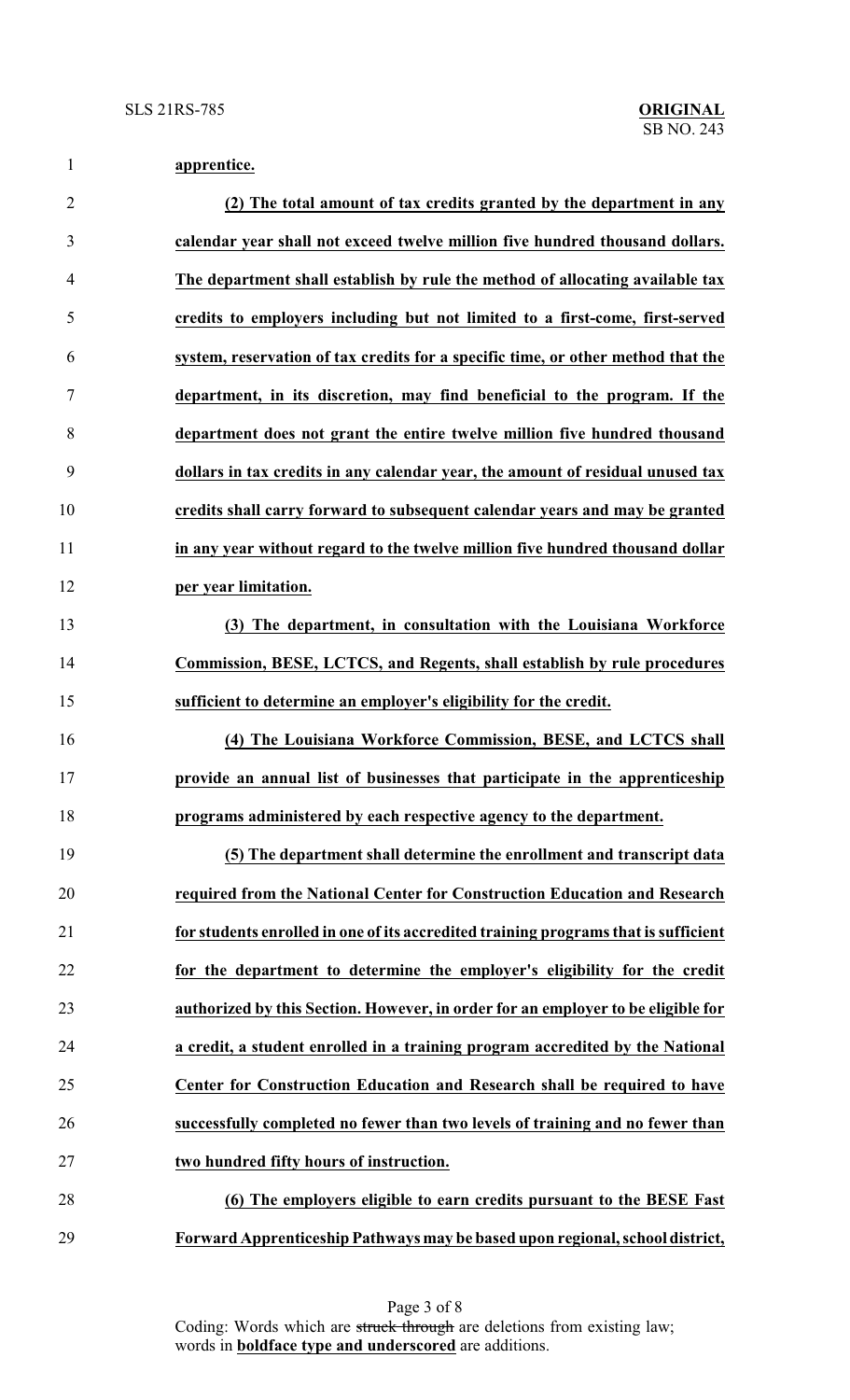**apprentice.**

**(2) The total amount of tax credits granted by the department in any calendar year shall not exceed twelve million five hundred thousand dollars. The department shall establish by rule the method of allocating available tax credits to employers including but not limited to a first-come, first-served system, reservation of tax credits for a specific time, or other method that the department, in its discretion, may find beneficial to the program. If the department does not grant the entire twelve million five hundred thousand dollars in tax credits in any calendar year, the amount of residual unused tax credits shall carry forward to subsequent calendar years and may be granted in any year without regard to the twelve million five hundred thousand dollar per year limitation.**

**(3) The department, in consultation with the Louisiana Workforce Commission, BESE, LCTCS, and Regents, shall establish by rule procedures sufficient to determine an employer's eligibility for the credit.**

**(4) The Louisiana Workforce Commission, BESE, and LCTCS shall provide an annual list of businesses that participate in the apprenticeship programs administered by each respective agency to the department.**

**(5) The department shall determine the enrollment and transcript data required from the National Center for Construction Education and Research for students enrolled in one of its accredited training programs that is sufficient for the department to determine the employer's eligibility for the credit authorized by this Section. However, in order for an employer to be eligible for a credit, a student enrolled in a training program accredited by the National Center for Construction Education and Research shall be required to have successfully completed no fewer than two levels of training and no fewer than two hundred fifty hours of instruction.**

**(6) The employers eligible to earn credits pursuant to the BESE Fast Forward Apprenticeship Pathways may be based upon regional, school district,**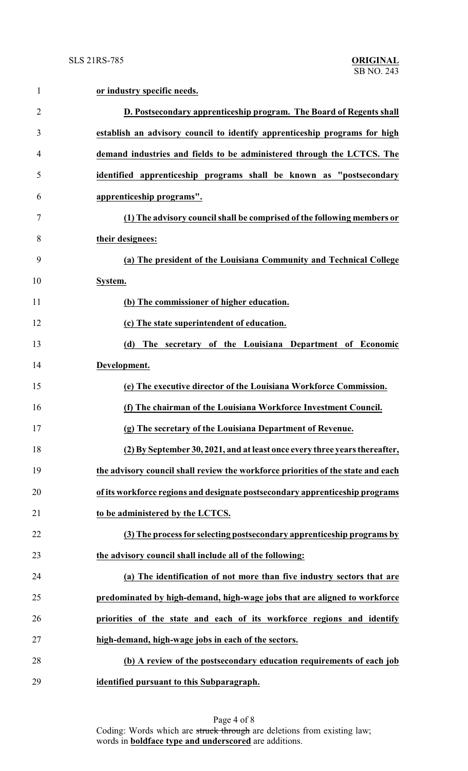**or industry specific needs.**

**D. Postsecondary apprenticeship program. The Board of Regents shall establish an advisory council to identify apprenticeship programs for high demand industries and fields to be administered through the LCTCS. The identified apprenticeship programs shall be known as "postsecondary apprenticeship programs".**

**(1) The advisory council shall be comprised of the following members or their designees:**

**(a) The president of the Louisiana Community and Technical College System.**

**(b) The commissioner of higher education.**

**(c) The state superintendent of education.**

**(d) The secretary of the Louisiana Department of Economic Development.**

**(e) The executive director of the Louisiana Workforce Commission.**

**(f) The chairman of the Louisiana Workforce Investment Council.**

**(g) The secretary of the Louisiana Department of Revenue.**

**(2) By September 30, 2021, and at least once every three years thereafter, the advisory council shall review the workforce priorities of the state and each of its workforce regions and designate postsecondary apprenticeship programs to be administered by the LCTCS.**

**(3) The process for selecting postsecondary apprenticeship programs by the advisory council shall include all of the following:**

**(a) The identification of not more than five industry sectors that are predominated by high-demand, high-wage jobs that are aligned to workforce priorities of the state and each of its workforce regions and identify high-demand, high-wage jobs in each of the sectors.**

**(b) A review of the postsecondary education requirements of each job identified pursuant to this Subparagraph.**

Coding: Words which are ~~struck through~~ are deletions from existing law; words in **boldface type and underscored** are additions.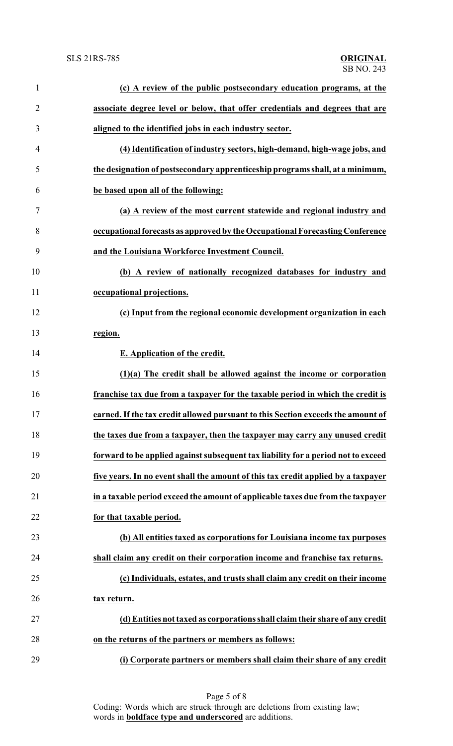**(c) A review of the public postsecondary education programs, at the associate degree level or below, that offer credentials and degrees that are aligned to the identified jobs in each industry sector.**

**(4) Identification of industry sectors, high-demand, high-wage jobs, and the designation of postsecondary apprenticeship programs shall, at a minimum, be based upon all of the following:**

**(a) A review of the most current statewide and regional industry and occupational forecasts as approved by the Occupational Forecasting Conference and the Louisiana Workforce Investment Council.**

**(b) A review of nationally recognized databases for industry and occupational projections.**

**(c) Input from the regional economic development organization in each region.**

**E. Application of the credit.**

**(1)(a) The credit shall be allowed against the income or corporation franchise tax due from a taxpayer for the taxable period in which the credit is earned. If the tax credit allowed pursuant to this Section exceeds the amount of the taxes due from a taxpayer, then the taxpayer may carry any unused credit forward to be applied against subsequent tax liability for a period not to exceed five years. In no event shall the amount of this tax credit applied by a taxpayer in a taxable period exceed the amount of applicable taxes due from the taxpayer for that taxable period.**

**(b) All entities taxed as corporations for Louisiana income tax purposes shall claim any credit on their corporation income and franchise tax returns.**

**(c) Individuals, estates, and trusts shall claim any credit on their income tax return.**

**(d) Entities not taxed as corporations shall claim their share of any credit on the returns of the partners or members as follows:**

**(i) Corporate partners or members shall claim their share of any credit**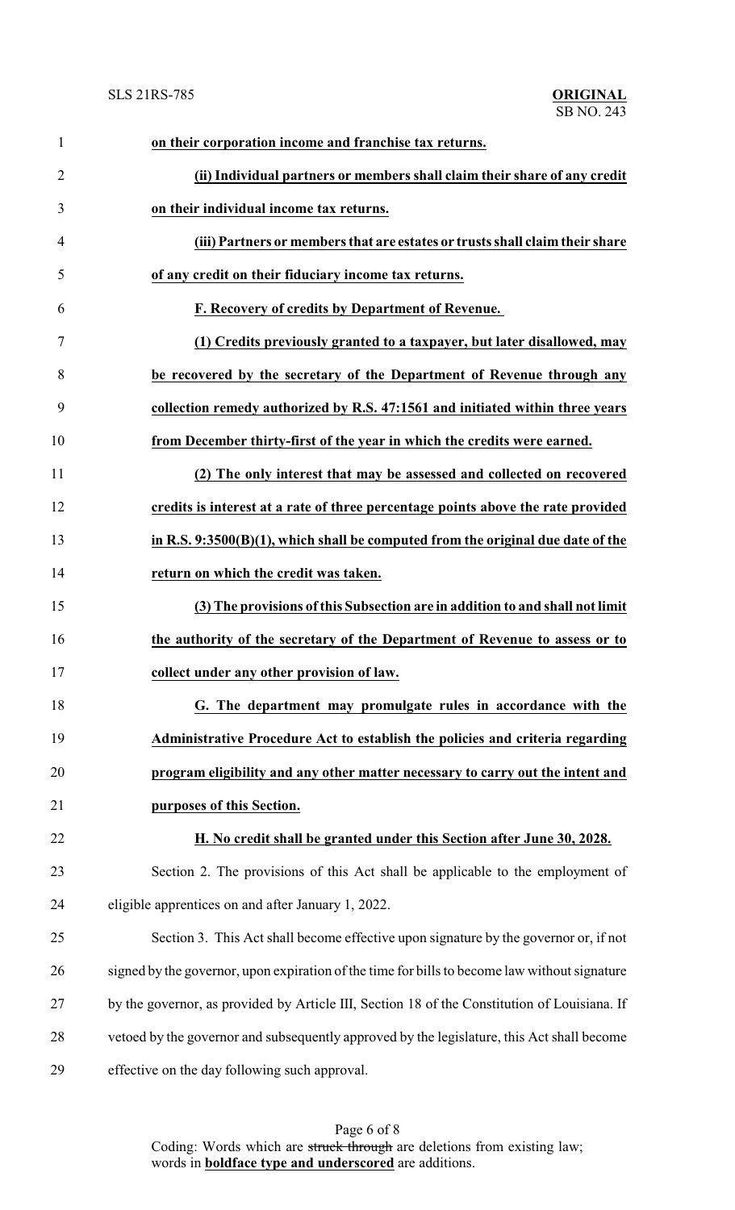**on their corporation income and franchise tax returns.**

**(ii) Individual partners or members shall claim their share of any credit on their individual income tax returns.**

**(iii) Partners or members that are estates or trusts shall claim their share of any credit on their fiduciary income tax returns.**

**F. Recovery of credits by Department of Revenue.**

**(1) Credits previously granted to a taxpayer, but later disallowed, may be recovered by the secretary of the Department of Revenue through any collection remedy authorized by R.S. 47:1561 and initiated within three years from December thirty-first of the year in which the credits were earned.**

**(2) The only interest that may be assessed and collected on recovered credits is interest at a rate of three percentage points above the rate provided in R.S. 9:3500(B)(1), which shall be computed from the original due date of the return on which the credit was taken.**

**(3) The provisions of this Subsection are in addition to and shall not limit the authority of the secretary of the Department of Revenue to assess or to collect under any other provision of law.**

**G. The department may promulgate rules in accordance with the Administrative Procedure Act to establish the policies and criteria regarding program eligibility and any other matter necessary to carry out the intent and purposes of this Section.**

**H. No credit shall be granted under this Section after June 30, 2028.**

Section 2. The provisions of this Act shall be applicable to the employment of eligible apprentices on and after January 1, 2022.

Section 3. This Act shall become effective upon signature by the governor or, if not signed by the governor, upon expiration of the time for bills to become law without signature by the governor, as provided by Article III, Section 18 of the Constitution of Louisiana. If vetoed by the governor and subsequently approved by the legislature, this Act shall become effective on the day following such approval.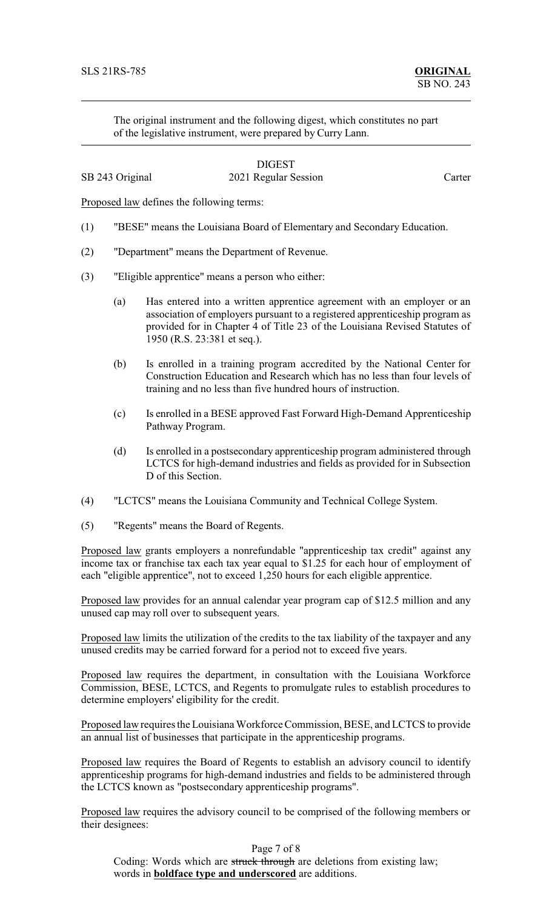SLS 21RS-785 **ORIGINAL**
SB NO. 243

The original instrument and the following digest, which constitutes no part of the legislative instrument, were prepared by Curry Lann.

DIGEST

SB 243 Original 2021 Regular Session Carter

Proposed law defines the following terms:

(1) "BESE" means the Louisiana Board of Elementary and Secondary Education.

(2) "Department" means the Department of Revenue.

(3) "Eligible apprentice" means a person who either:

(a) Has entered into a written apprentice agreement with an employer or an association of employers pursuant to a registered apprenticeship program as provided for in Chapter 4 of Title 23 of the Louisiana Revised Statutes of 1950 (R.S. 23:381 et seq.).

(b) Is enrolled in a training program accredited by the National Center for Construction Education and Research which has no less than four levels of training and no less than five hundred hours of instruction.

(c) Is enrolled in a BESE approved Fast Forward High-Demand Apprenticeship Pathway Program.

(d) Is enrolled in a postsecondary apprenticeship program administered through LCTCS for high-demand industries and fields as provided for in Subsection D of this Section.

(4) "LCTCS" means the Louisiana Community and Technical College System.

(5) "Regents" means the Board of Regents.

Proposed law grants employers a nonrefundable "apprenticeship tax credit" against any income tax or franchise tax each tax year equal to $1.25 for each hour of employment of each "eligible apprentice", not to exceed 1,250 hours for each eligible apprentice.

Proposed law provides for an annual calendar year program cap of $12.5 million and any unused cap may roll over to subsequent years.

Proposed law limits the utilization of the credits to the tax liability of the taxpayer and any unused credits may be carried forward for a period not to exceed five years.

Proposed law requires the department, in consultation with the Louisiana Workforce Commission, BESE, LCTCS, and Regents to promulgate rules to establish procedures to determine employers' eligibility for the credit.

Proposed law requires the Louisiana Workforce Commission, BESE, and LCTCS to provide an annual list of businesses that participate in the apprenticeship programs.

Proposed law requires the Board of Regents to establish an advisory council to identify apprenticeship programs for high-demand industries and fields to be administered through the LCTCS known as "postsecondary apprenticeship programs".

Proposed law requires the advisory council to be comprised of the following members or their designees:

Coding: Words which are ~~struck through~~ are deletions from existing law; words in **boldface type and underscored** are additions.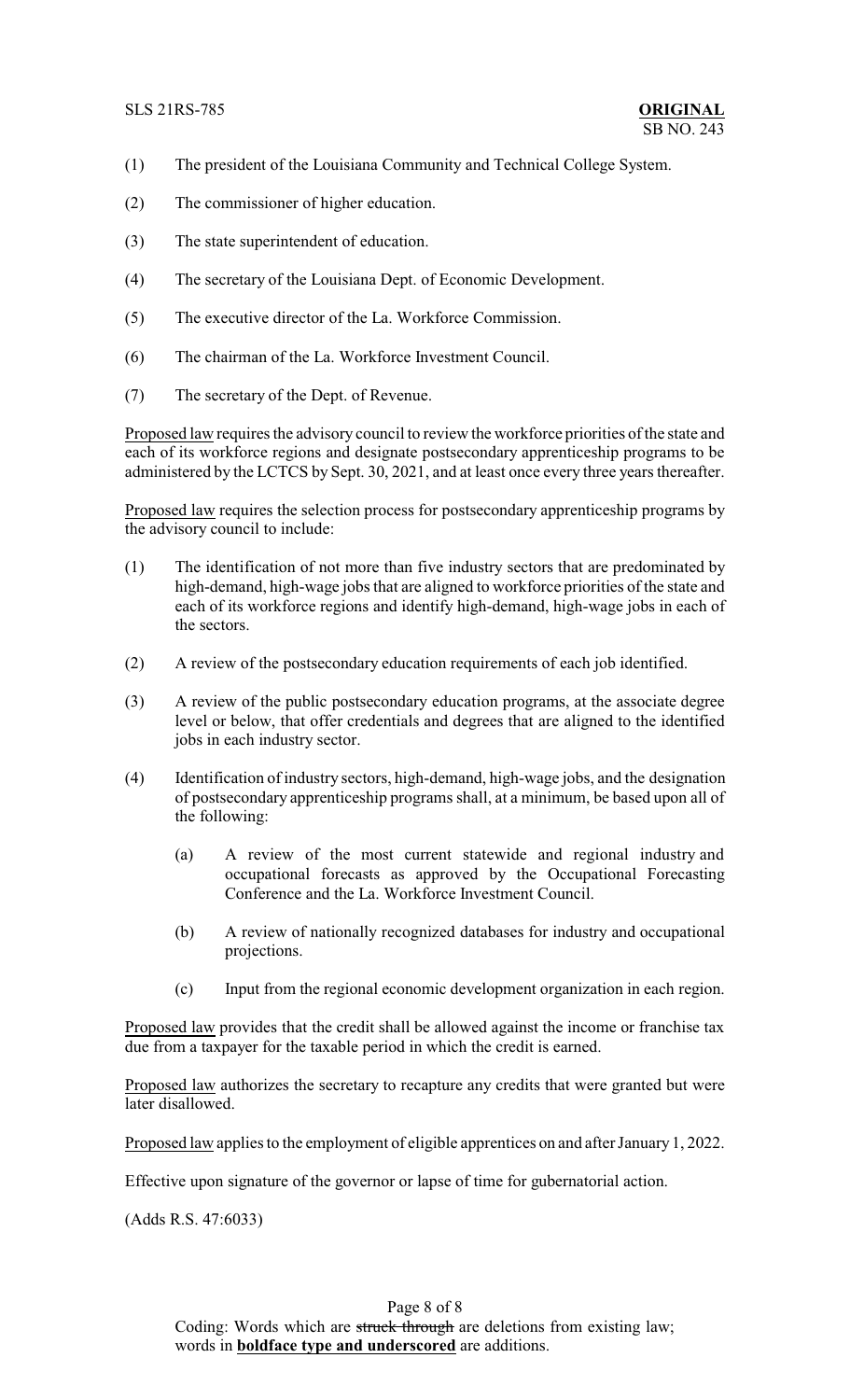(1) The president of the Louisiana Community and Technical College System.

(2) The commissioner of higher education.

(3) The state superintendent of education.

(4) The secretary of the Louisiana Dept. of Economic Development.

(5) The executive director of the La. Workforce Commission.

(6) The chairman of the La. Workforce Investment Council.

(7) The secretary of the Dept. of Revenue.

Proposed law requires the advisory council to review the workforce priorities of the state and each of its workforce regions and designate postsecondary apprenticeship programs to be administered by the LCTCS by Sept. 30, 2021, and at least once every three years thereafter.

Proposed law requires the selection process for postsecondary apprenticeship programs by the advisory council to include:

(1) The identification of not more than five industry sectors that are predominated by high-demand, high-wage jobs that are aligned to workforce priorities of the state and each of its workforce regions and identify high-demand, high-wage jobs in each of the sectors.

(2) A review of the postsecondary education requirements of each job identified.

(3) A review of the public postsecondary education programs, at the associate degree level or below, that offer credentials and degrees that are aligned to the identified jobs in each industry sector.

(4) Identification of industry sectors, high-demand, high-wage jobs, and the designation of postsecondary apprenticeship programs shall, at a minimum, be based upon all of the following:

   (a) A review of the most current statewide and regional industry and occupational forecasts as approved by the Occupational Forecasting Conference and the La. Workforce Investment Council.

   (b) A review of nationally recognized databases for industry and occupational projections.

   (c) Input from the regional economic development organization in each region.

Proposed law provides that the credit shall be allowed against the income or franchise tax due from a taxpayer for the taxable period in which the credit is earned.

Proposed law authorizes the secretary to recapture any credits that were granted but were later disallowed.

Proposed law applies to the employment of eligible apprentices on and after January 1, 2022.

Effective upon signature of the governor or lapse of time for gubernatorial action.

(Adds R.S. 47:6033)